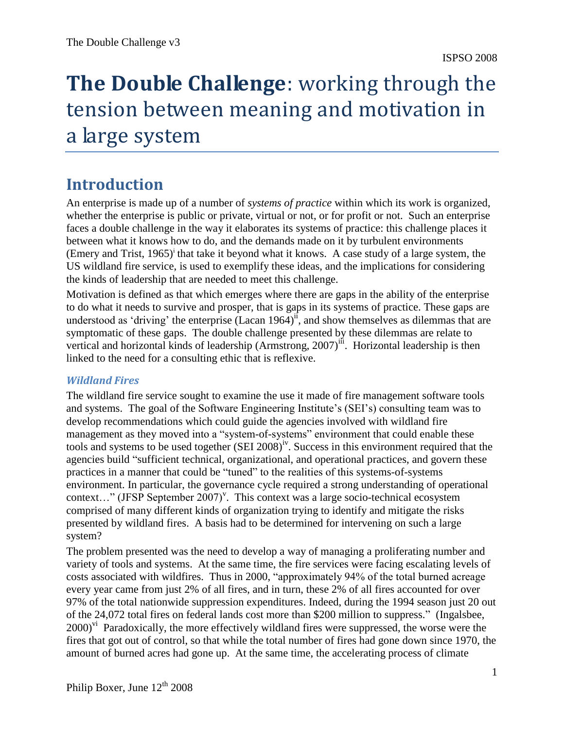# **The Double Challenge**: working through the tension between meaning and motivation in a large system

## Introduction

An enterprise is made up of a number of *systems of practice* within which its work is organized, whether the enterprise is public or private, virtual or not, or for profit or not. Such an enterprise faces a double challenge in the way it elaborates its systems of practice: this challenge places it between what it knows how to do, and the demands made on it by turbulent environments (Emery and Trist, 1965)[i] that take it beyond what it knows. A case study of a large system, the US wildland fire service, is used to exemplify these ideas, and the implications for considering the kinds of leadership that are needed to meet this challenge.

Motivation is defined as that which emerges where there are gaps in the ability of the enterprise to do what it needs to survive and prosper, that is gaps in its systems of practice. These gaps are understood as 'driving' the enterprise (Lacan 1964)[ii], and show themselves as dilemmas that are symptomatic of these gaps. The double challenge presented by these dilemmas are relate to vertical and horizontal kinds of leadership (Armstrong, 2007)[iii]. Horizontal leadership is then linked to the need for a consulting ethic that is reflexive.

### *Wildland Fires*

The wildland fire service sought to examine the use it made of fire management software tools and systems. The goal of the Software Engineering Institute's (SEI's) consulting team was to develop recommendations which could guide the agencies involved with wildland fire management as they moved into a "system-of-systems" environment that could enable these tools and systems to be used together (SEI 2008)[iv]. Success in this environment required that the agencies build "sufficient technical, organizational, and operational practices, and govern these practices in a manner that could be "tuned" to the realities of this systems-of-systems environment. In particular, the governance cycle required a strong understanding of operational context…" (JFSP September 2007)[v]. This context was a large socio-technical ecosystem comprised of many different kinds of organization trying to identify and mitigate the risks presented by wildland fires. A basis had to be determined for intervening on such a large system?

The problem presented was the need to develop a way of managing a proliferating number and variety of tools and systems. At the same time, the fire services were facing escalating levels of costs associated with wildfires. Thus in 2000, "approximately 94% of the total burned acreage every year came from just 2% of all fires, and in turn, these 2% of all fires accounted for over 97% of the total nationwide suppression expenditures. Indeed, during the 1994 season just 20 out of the 24,072 total fires on federal lands cost more than $200 million to suppress." (Ingalsbee, 2000)[vi] Paradoxically, the more effectively wildland fires were suppressed, the worse were the fires that got out of control, so that while the total number of fires had gone down since 1970, the amount of burned acres had gone up. At the same time, the accelerating process of climate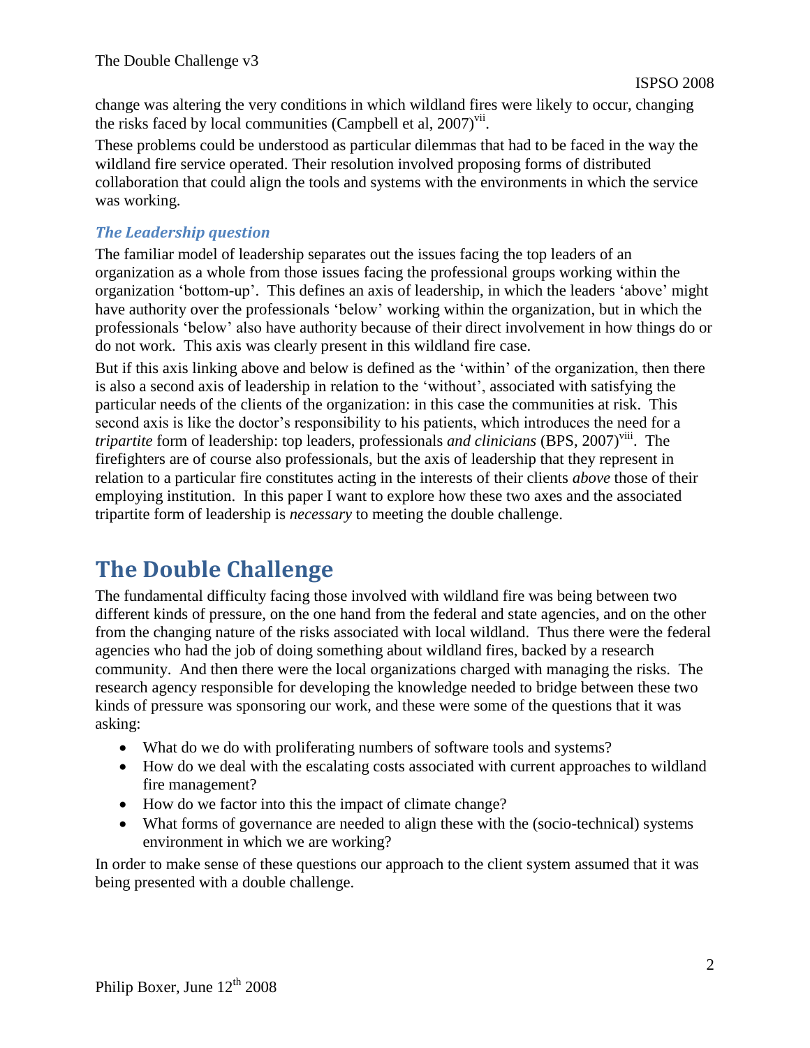change was altering the very conditions in which wildland fires were likely to occur, changing the risks faced by local communities (Campbell et al, 2007)[vii].

These problems could be understood as particular dilemmas that had to be faced in the way the wildland fire service operated. Their resolution involved proposing forms of distributed collaboration that could align the tools and systems with the environments in which the service was working.

### *The Leadership question*

The familiar model of leadership separates out the issues facing the top leaders of an organization as a whole from those issues facing the professional groups working within the organization 'bottom-up'. This defines an axis of leadership, in which the leaders 'above' might have authority over the professionals 'below' working within the organization, but in which the professionals 'below' also have authority because of their direct involvement in how things do or do not work. This axis was clearly present in this wildland fire case.

But if this axis linking above and below is defined as the 'within' of the organization, then there is also a second axis of leadership in relation to the 'without', associated with satisfying the particular needs of the clients of the organization: in this case the communities at risk. This second axis is like the doctor's responsibility to his patients, which introduces the need for a *tripartite* form of leadership: top leaders, professionals *and clinicians* (BPS, 2007)[viii]. The firefighters are of course also professionals, but the axis of leadership that they represent in relation to a particular fire constitutes acting in the interests of their clients *above* those of their employing institution. In this paper I want to explore how these two axes and the associated tripartite form of leadership is *necessary* to meeting the double challenge.

## The Double Challenge

The fundamental difficulty facing those involved with wildland fire was being between two different kinds of pressure, on the one hand from the federal and state agencies, and on the other from the changing nature of the risks associated with local wildland. Thus there were the federal agencies who had the job of doing something about wildland fires, backed by a research community. And then there were the local organizations charged with managing the risks. The research agency responsible for developing the knowledge needed to bridge between these two kinds of pressure was sponsoring our work, and these were some of the questions that it was asking:

- What do we do with proliferating numbers of software tools and systems?
- How do we deal with the escalating costs associated with current approaches to wildland fire management?
- How do we factor into this the impact of climate change?
- What forms of governance are needed to align these with the (socio-technical) systems environment in which we are working?

In order to make sense of these questions our approach to the client system assumed that it was being presented with a double challenge.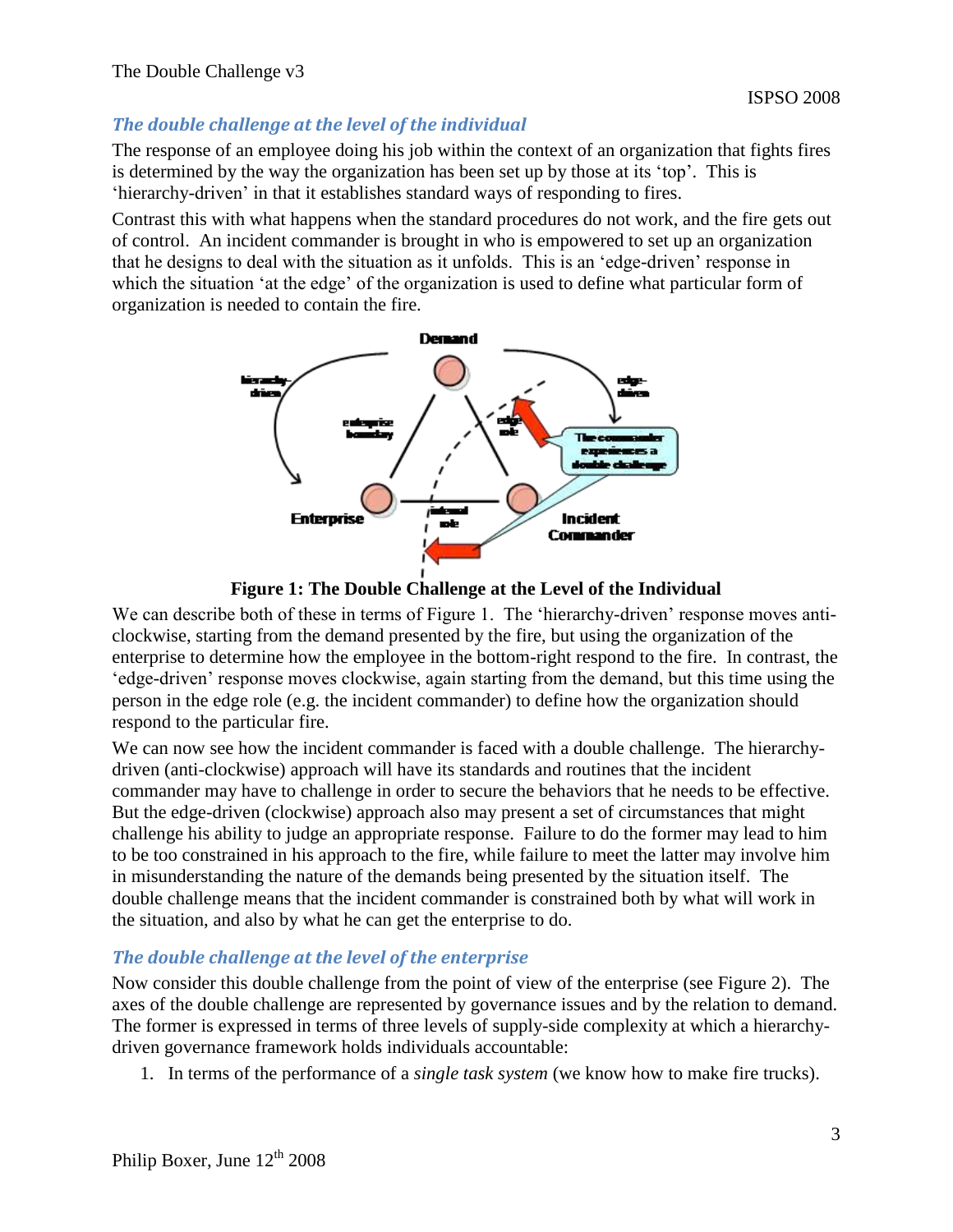### *The double challenge at the level of the individual*

The response of an employee doing his job within the context of an organization that fights fires is determined by the way the organization has been set up by those at its 'top'. This is 'hierarchy-driven' in that it establishes standard ways of responding to fires.

Contrast this with what happens when the standard procedures do not work, and the fire gets out of control. An incident commander is brought in who is empowered to set up an organization that he designs to deal with the situation as it unfolds. This is an 'edge-driven' response in which the situation 'at the edge' of the organization is used to define what particular form of organization is needed to contain the fire.

**Figure 1: The Double Challenge at the Level of the Individual**

We can describe both of these in terms of Figure 1. The 'hierarchy-driven' response moves anti-clockwise, starting from the demand presented by the fire, but using the organization of the enterprise to determine how the employee in the bottom-right respond to the fire. In contrast, the 'edge-driven' response moves clockwise, again starting from the demand, but this time using the person in the edge role (e.g. the incident commander) to define how the organization should respond to the particular fire.

We can now see how the incident commander is faced with a double challenge. The hierarchy-driven (anti-clockwise) approach will have its standards and routines that the incident commander may have to challenge in order to secure the behaviors that he needs to be effective. But the edge-driven (clockwise) approach also may present a set of circumstances that might challenge his ability to judge an appropriate response. Failure to do the former may lead to him to be too constrained in his approach to the fire, while failure to meet the latter may involve him in misunderstanding the nature of the demands being presented by the situation itself. The double challenge means that the incident commander is constrained both by what will work in the situation, and also by what he can get the enterprise to do.

### *The double challenge at the level of the enterprise*

Now consider this double challenge from the point of view of the enterprise (see Figure 2). The axes of the double challenge are represented by governance issues and by the relation to demand. The former is expressed in terms of three levels of supply-side complexity at which a hierarchy-driven governance framework holds individuals accountable:

1. In terms of the performance of a *single task system* (we know how to make fire trucks).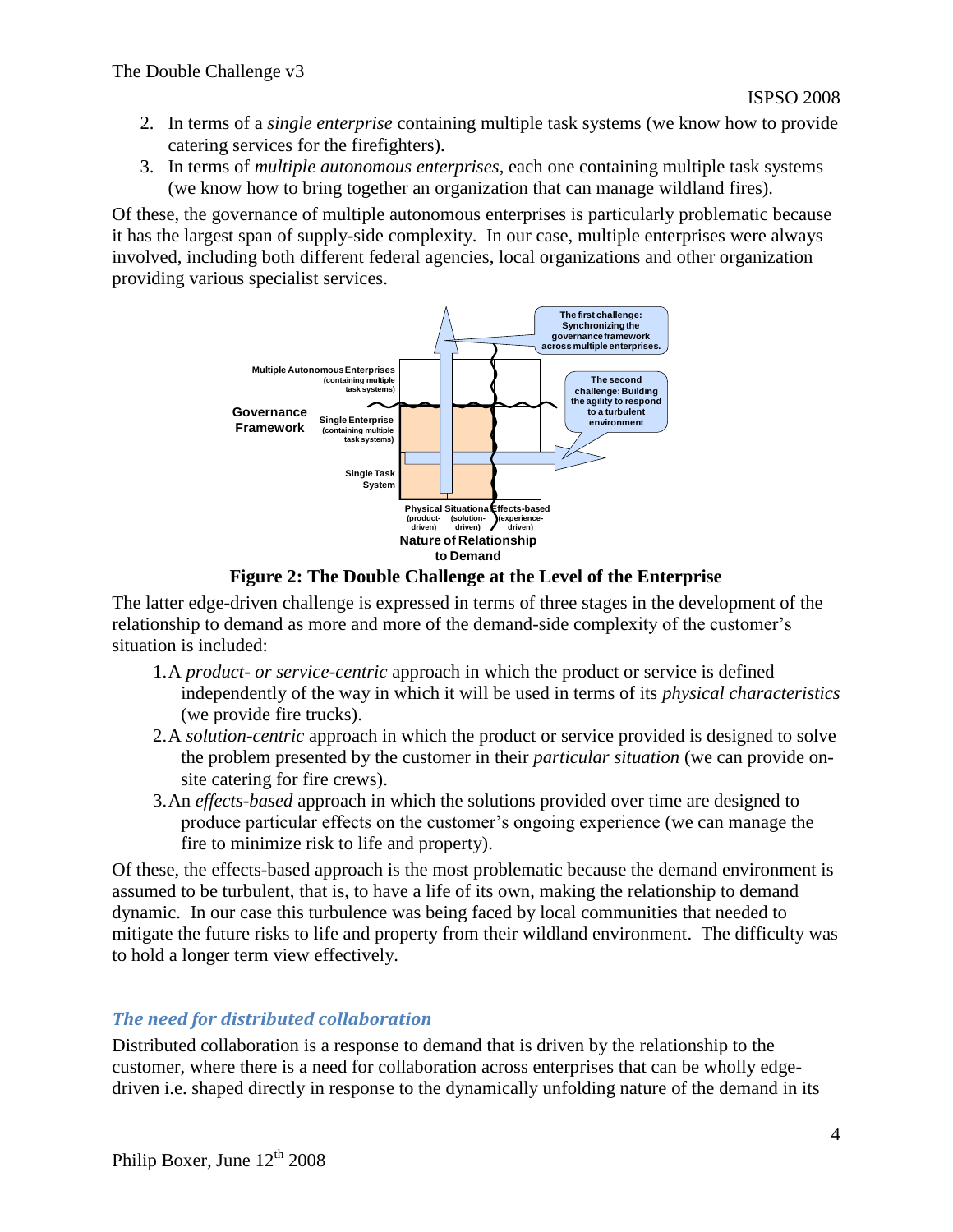2. In terms of a *single enterprise* containing multiple task systems (we know how to provide catering services for the firefighters).
3. In terms of *multiple autonomous enterprises*, each one containing multiple task systems (we know how to bring together an organization that can manage wildland fires).

Of these, the governance of multiple autonomous enterprises is particularly problematic because it has the largest span of supply-side complexity. In our case, multiple enterprises were always involved, including both different federal agencies, local organizations and other organization providing various specialist services.

**Figure 2: The Double Challenge at the Level of the Enterprise**

The latter edge-driven challenge is expressed in terms of three stages in the development of the relationship to demand as more and more of the demand-side complexity of the customer's situation is included:

1. A *product- or service-centric* approach in which the product or service is defined independently of the way in which it will be used in terms of its *physical characteristics* (we provide fire trucks).
2. A *solution-centric* approach in which the product or service provided is designed to solve the problem presented by the customer in their *particular situation* (we can provide on-site catering for fire crews).
3. An *effects-based* approach in which the solutions provided over time are designed to produce particular effects on the customer's ongoing experience (we can manage the fire to minimize risk to life and property).

Of these, the effects-based approach is the most problematic because the demand environment is assumed to be turbulent, that is, to have a life of its own, making the relationship to demand dynamic. In our case this turbulence was being faced by local communities that needed to mitigate the future risks to life and property from their wildland environment. The difficulty was to hold a longer term view effectively.

### *The need for distributed collaboration*

Distributed collaboration is a response to demand that is driven by the relationship to the customer, where there is a need for collaboration across enterprises that can be wholly edge-driven i.e. shaped directly in response to the dynamically unfolding nature of the demand in its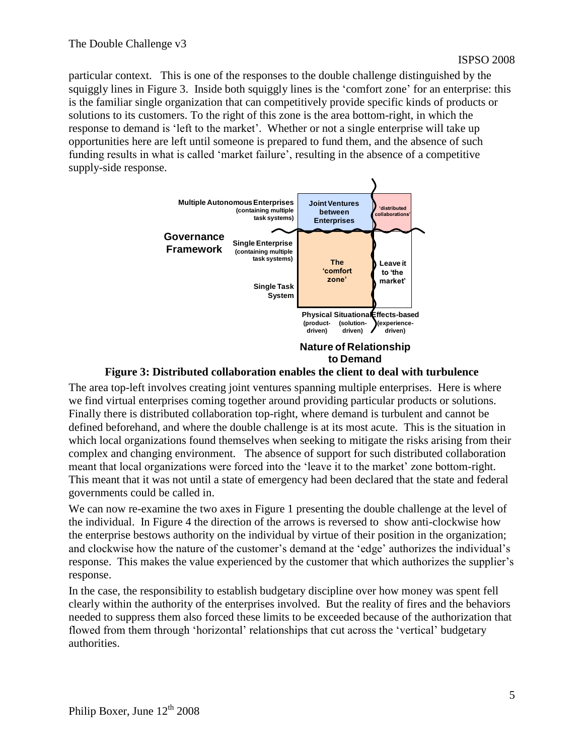particular context. This is one of the responses to the double challenge distinguished by the squiggly lines in Figure 3. Inside both squiggly lines is the 'comfort zone' for an enterprise: this is the familiar single organization that can competitively provide specific kinds of products or solutions to its customers. To the right of this zone is the area bottom-right, in which the response to demand is 'left to the market'. Whether or not a single enterprise will take up opportunities here are left until someone is prepared to fund them, and the absence of such funding results in what is called 'market failure', resulting in the absence of a competitive supply-side response.

**Figure 3: Distributed collaboration enables the client to deal with turbulence**

The area top-left involves creating joint ventures spanning multiple enterprises. Here is where we find virtual enterprises coming together around providing particular products or solutions. Finally there is distributed collaboration top-right, where demand is turbulent and cannot be defined beforehand, and where the double challenge is at its most acute. This is the situation in which local organizations found themselves when seeking to mitigate the risks arising from their complex and changing environment. The absence of support for such distributed collaboration meant that local organizations were forced into the 'leave it to the market' zone bottom-right. This meant that it was not until a state of emergency had been declared that the state and federal governments could be called in.

We can now re-examine the two axes in Figure 1 presenting the double challenge at the level of the individual. In Figure 4 the direction of the arrows is reversed to show anti-clockwise how the enterprise bestows authority on the individual by virtue of their position in the organization; and clockwise how the nature of the customer's demand at the 'edge' authorizes the individual's response. This makes the value experienced by the customer that which authorizes the supplier's response.

In the case, the responsibility to establish budgetary discipline over how money was spent fell clearly within the authority of the enterprises involved. But the reality of fires and the behaviors needed to suppress them also forced these limits to be exceeded because of the authorization that flowed from them through 'horizontal' relationships that cut across the 'vertical' budgetary authorities.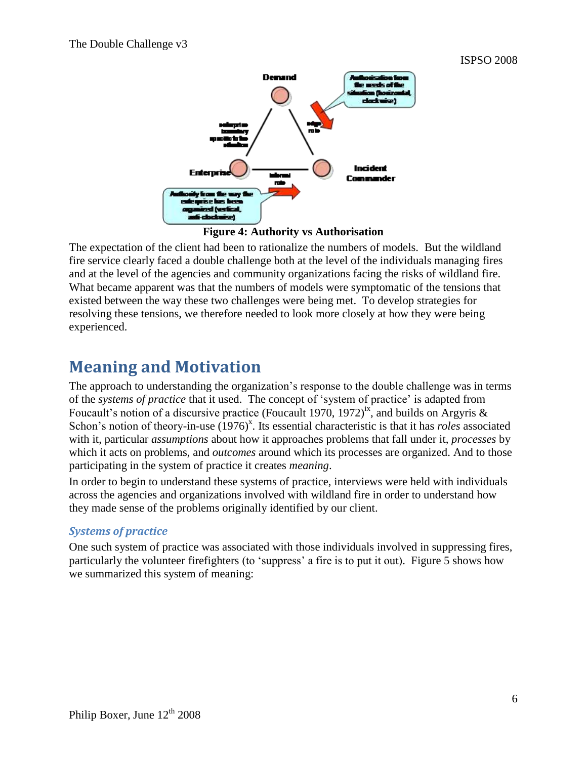Figure 4: Authority vs Authorisation

The expectation of the client had been to rationalize the numbers of models. But the wildland fire service clearly faced a double challenge both at the level of the individuals managing fires and at the level of the agencies and community organizations facing the risks of wildland fire. What became apparent was that the numbers of models were symptomatic of the tensions that existed between the way these two challenges were being met. To develop strategies for resolving these tensions, we therefore needed to look more closely at how they were being experienced.

## Meaning and Motivation

The approach to understanding the organization's response to the double challenge was in terms of the *systems of practice* that it used. The concept of 'system of practice' is adapted from Foucault's notion of a discursive practice (Foucault 1970, 1972)[ix], and builds on Argyris & Schon's notion of theory-in-use (1976)[x]. Its essential characteristic is that it has *roles* associated with it, particular *assumptions* about how it approaches problems that fall under it, *processes* by which it acts on problems, and *outcomes* around which its processes are organized. And to those participating in the system of practice it creates *meaning*.

In order to begin to understand these systems of practice, interviews were held with individuals across the agencies and organizations involved with wildland fire in order to understand how they made sense of the problems originally identified by our client.

### *Systems of practice*

One such system of practice was associated with those individuals involved in suppressing fires, particularly the volunteer firefighters (to 'suppress' a fire is to put it out). Figure 5 shows how we summarized this system of meaning: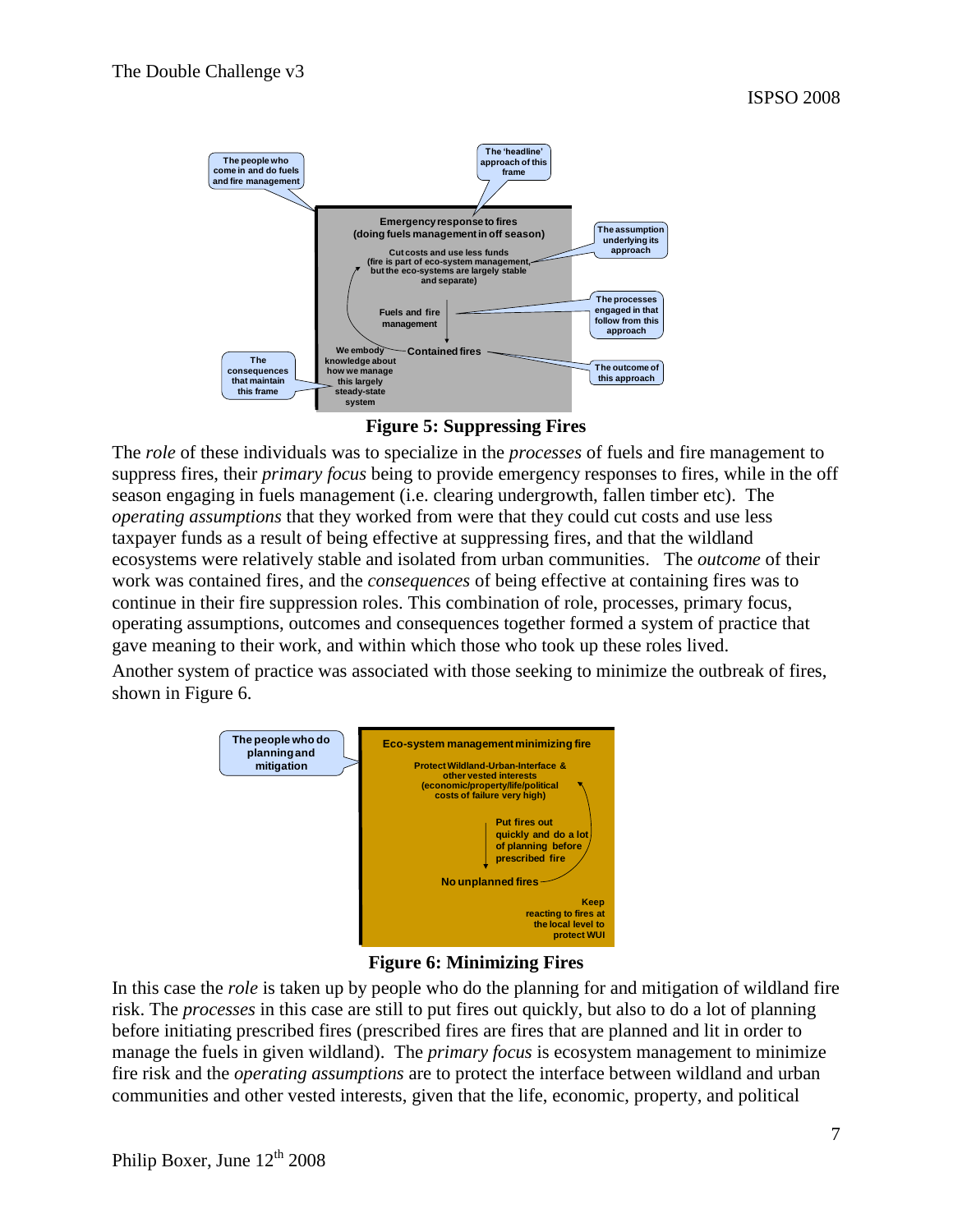**Figure 5: Suppressing Fires**

The *role* of these individuals was to specialize in the *processes* of fuels and fire management to suppress fires, their *primary focus* being to provide emergency responses to fires, while in the off season engaging in fuels management (i.e. clearing undergrowth, fallen timber etc). The *operating assumptions* that they worked from were that they could cut costs and use less taxpayer funds as a result of being effective at suppressing fires, and that the wildland ecosystems were relatively stable and isolated from urban communities. The *outcome* of their work was contained fires, and the *consequences* of being effective at containing fires was to continue in their fire suppression roles. This combination of role, processes, primary focus, operating assumptions, outcomes and consequences together formed a system of practice that gave meaning to their work, and within which those who took up these roles lived.

Another system of practice was associated with those seeking to minimize the outbreak of fires, shown in Figure 6.

**Figure 6: Minimizing Fires**

In this case the *role* is taken up by people who do the planning for and mitigation of wildland fire risk. The *processes* in this case are still to put fires out quickly, but also to do a lot of planning before initiating prescribed fires (prescribed fires are fires that are planned and lit in order to manage the fuels in given wildland). The *primary focus* is ecosystem management to minimize fire risk and the *operating assumptions* are to protect the interface between wildland and urban communities and other vested interests, given that the life, economic, property, and political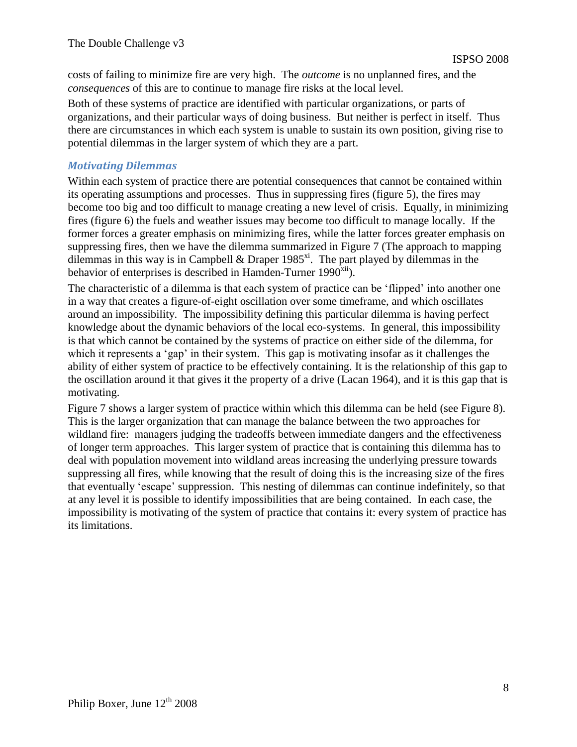costs of failing to minimize fire are very high. The *outcome* is no unplanned fires, and the *consequences* of this are to continue to manage fire risks at the local level.

Both of these systems of practice are identified with particular organizations, or parts of organizations, and their particular ways of doing business. But neither is perfect in itself. Thus there are circumstances in which each system is unable to sustain its own position, giving rise to potential dilemmas in the larger system of which they are a part.

### *Motivating Dilemmas*

Within each system of practice there are potential consequences that cannot be contained within its operating assumptions and processes. Thus in suppressing fires (figure 5), the fires may become too big and too difficult to manage creating a new level of crisis. Equally, in minimizing fires (figure 6) the fuels and weather issues may become too difficult to manage locally. If the former forces a greater emphasis on minimizing fires, while the latter forces greater emphasis on suppressing fires, then we have the dilemma summarized in Figure 7 (The approach to mapping dilemmas in this way is in Campbell & Draper 1985[xi]. The part played by dilemmas in the behavior of enterprises is described in Hamden-Turner 1990[xii]).

The characteristic of a dilemma is that each system of practice can be 'flipped' into another one in a way that creates a figure-of-eight oscillation over some timeframe, and which oscillates around an impossibility. The impossibility defining this particular dilemma is having perfect knowledge about the dynamic behaviors of the local eco-systems. In general, this impossibility is that which cannot be contained by the systems of practice on either side of the dilemma, for which it represents a 'gap' in their system. This gap is motivating insofar as it challenges the ability of either system of practice to be effectively containing. It is the relationship of this gap to the oscillation around it that gives it the property of a drive (Lacan 1964), and it is this gap that is motivating.

Figure 7 shows a larger system of practice within which this dilemma can be held (see Figure 8). This is the larger organization that can manage the balance between the two approaches for wildland fire: managers judging the tradeoffs between immediate dangers and the effectiveness of longer term approaches. This larger system of practice that is containing this dilemma has to deal with population movement into wildland areas increasing the underlying pressure towards suppressing all fires, while knowing that the result of doing this is the increasing size of the fires that eventually 'escape' suppression. This nesting of dilemmas can continue indefinitely, so that at any level it is possible to identify impossibilities that are being contained. In each case, the impossibility is motivating of the system of practice that contains it: every system of practice has its limitations.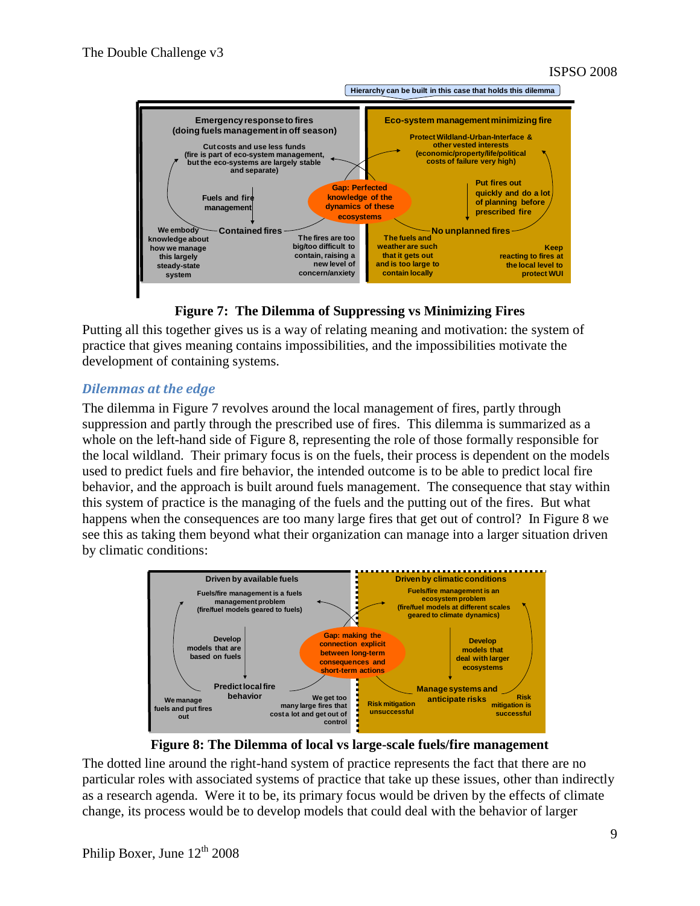Hierarchy can be built in this case that holds this dilemma

Emergency response to fires (doing fuels management in off season)

Cut costs and use less funds (fire is part of eco-system management, but the eco-systems are largely stable and separate)

Fuels and fire management

Contained fires

We embody knowledge about how we manage this largely steady-state system

The fires are too big/too difficult to contain, raising a new level of concern/anxiety

Gap: Perfected knowledge of the dynamics of these ecosystems

Eco-system management minimizing fire

Protect Wildland-Urban-Interface & other vested interests (economic/property/life/political costs of failure very high)

Put fires out quickly and do a lot of planning before prescribed fire

No unplanned fires

The fuels and weather are such that it gets out and is too large to contain locally

Keep reacting to fires at the local level to protect WUI

**Figure 7: The Dilemma of Suppressing vs Minimizing Fires**

Putting all this together gives us is a way of relating meaning and motivation: the system of practice that gives meaning contains impossibilities, and the impossibilities motivate the development of containing systems.

### *Dilemmas at the edge*

The dilemma in Figure 7 revolves around the local management of fires, partly through suppression and partly through the prescribed use of fires. This dilemma is summarized as a whole on the left-hand side of Figure 8, representing the role of those formally responsible for the local wildland. Their primary focus is on the fuels, their process is dependent on the models used to predict fuels and fire behavior, the intended outcome is to be able to predict local fire behavior, and the approach is built around fuels management. The consequence that stay within this system of practice is the managing of the fuels and the putting out of the fires. But what happens when the consequences are too many large fires that get out of control? In Figure 8 we see this as taking them beyond what their organization can manage into a larger situation driven by climatic conditions:

Driven by available fuels

Fuels/fire management is a fuels management problem (fire/fuel models geared to fuels)

Develop models that are based on fuels

Predict local fire behavior

We manage fuels and put fires out

We get too many large fires that cost a lot and get out of control

Gap: making the connection explicit between long-term consequences and short-term actions

Driven by climatic conditions

Fuels/fire management is an ecosystem problem (fire/fuel models at different scales geared to climate dynamics)

Develop models that deal with larger ecosystems

Manage systems and anticipate risks

Risk mitigation unsuccessful

Risk mitigation is successful

**Figure 8: The Dilemma of local vs large-scale fuels/fire management**

The dotted line around the right-hand system of practice represents the fact that there are no particular roles with associated systems of practice that take up these issues, other than indirectly as a research agenda. Were it to be, its primary focus would be driven by the effects of climate change, its process would be to develop models that could deal with the behavior of larger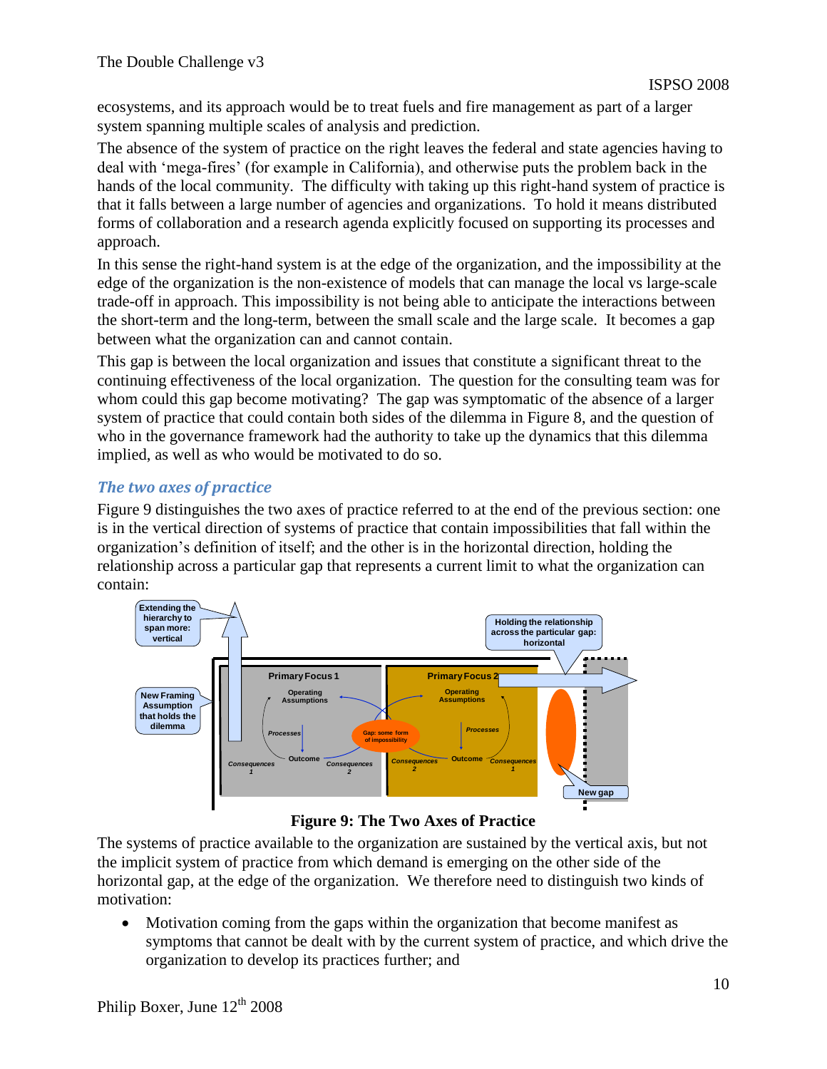ecosystems, and its approach would be to treat fuels and fire management as part of a larger system spanning multiple scales of analysis and prediction.

The absence of the system of practice on the right leaves the federal and state agencies having to deal with 'mega-fires' (for example in California), and otherwise puts the problem back in the hands of the local community. The difficulty with taking up this right-hand system of practice is that it falls between a large number of agencies and organizations. To hold it means distributed forms of collaboration and a research agenda explicitly focused on supporting its processes and approach.

In this sense the right-hand system is at the edge of the organization, and the impossibility at the edge of the organization is the non-existence of models that can manage the local vs large-scale trade-off in approach. This impossibility is not being able to anticipate the interactions between the short-term and the long-term, between the small scale and the large scale. It becomes a gap between what the organization can and cannot contain.

This gap is between the local organization and issues that constitute a significant threat to the continuing effectiveness of the local organization. The question for the consulting team was for whom could this gap become motivating? The gap was symptomatic of the absence of a larger system of practice that could contain both sides of the dilemma in Figure 8, and the question of who in the governance framework had the authority to take up the dynamics that this dilemma implied, as well as who would be motivated to do so.

## *The two axes of practice*

Figure 9 distinguishes the two axes of practice referred to at the end of the previous section: one is in the vertical direction of systems of practice that contain impossibilities that fall within the organization's definition of itself; and the other is in the horizontal direction, holding the relationship across a particular gap that represents a current limit to what the organization can contain:

**Figure 9: The Two Axes of Practice**

The systems of practice available to the organization are sustained by the vertical axis, but not the implicit system of practice from which demand is emerging on the other side of the horizontal gap, at the edge of the organization. We therefore need to distinguish two kinds of motivation:

- Motivation coming from the gaps within the organization that become manifest as symptoms that cannot be dealt with by the current system of practice, and which drive the organization to develop its practices further; and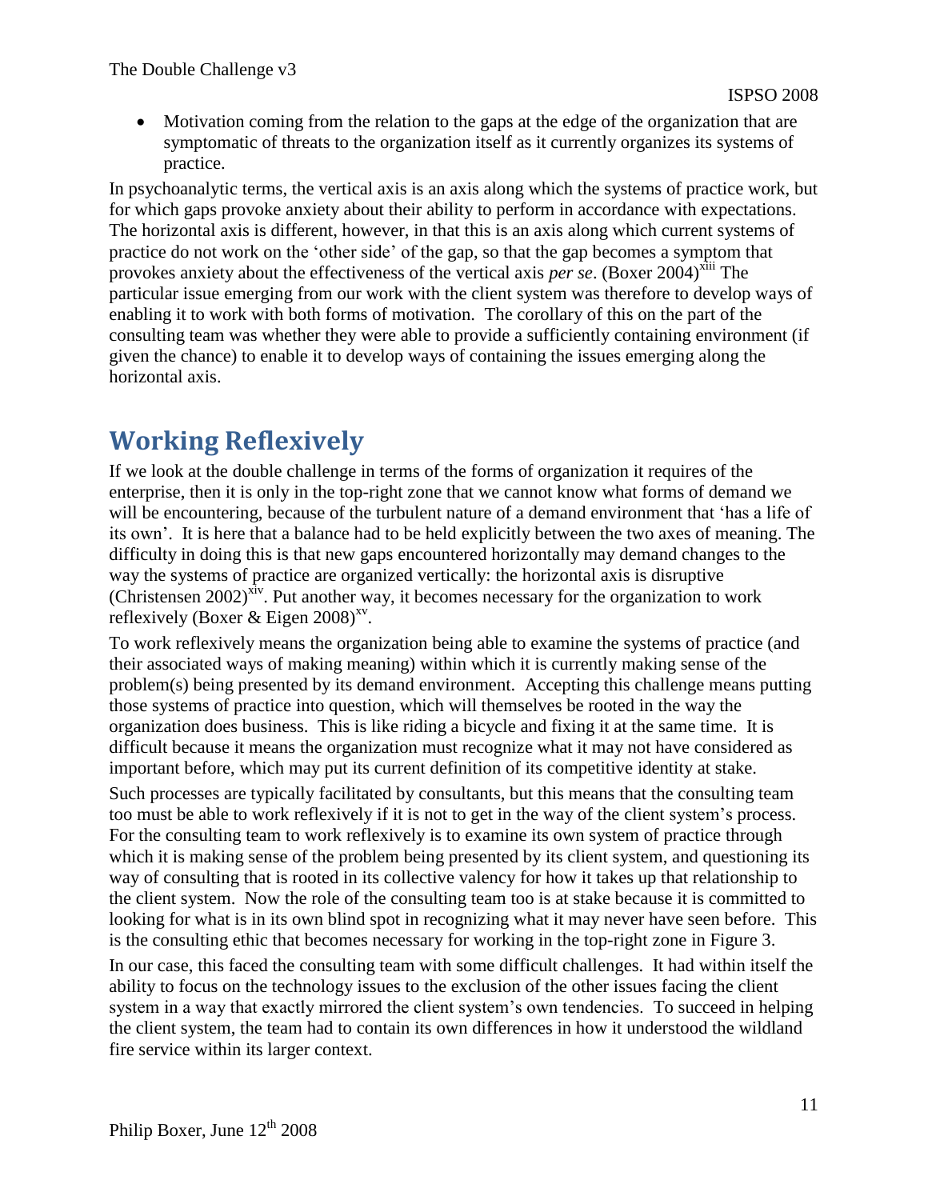- Motivation coming from the relation to the gaps at the edge of the organization that are symptomatic of threats to the organization itself as it currently organizes its systems of practice.

In psychoanalytic terms, the vertical axis is an axis along which the systems of practice work, but for which gaps provoke anxiety about their ability to perform in accordance with expectations. The horizontal axis is different, however, in that this is an axis along which current systems of practice do not work on the 'other side' of the gap, so that the gap becomes a symptom that provokes anxiety about the effectiveness of the vertical axis *per se*. (Boxer 2004)[xiii] The particular issue emerging from our work with the client system was therefore to develop ways of enabling it to work with both forms of motivation. The corollary of this on the part of the consulting team was whether they were able to provide a sufficiently containing environment (if given the chance) to enable it to develop ways of containing the issues emerging along the horizontal axis.

# Working Reflexively

If we look at the double challenge in terms of the forms of organization it requires of the enterprise, then it is only in the top-right zone that we cannot know what forms of demand we will be encountering, because of the turbulent nature of a demand environment that 'has a life of its own'. It is here that a balance had to be held explicitly between the two axes of meaning. The difficulty in doing this is that new gaps encountered horizontally may demand changes to the way the systems of practice are organized vertically: the horizontal axis is disruptive (Christensen 2002)[xiv]. Put another way, it becomes necessary for the organization to work reflexively (Boxer & Eigen 2008)[xv].

To work reflexively means the organization being able to examine the systems of practice (and their associated ways of making meaning) within which it is currently making sense of the problem(s) being presented by its demand environment. Accepting this challenge means putting those systems of practice into question, which will themselves be rooted in the way the organization does business. This is like riding a bicycle and fixing it at the same time. It is difficult because it means the organization must recognize what it may not have considered as important before, which may put its current definition of its competitive identity at stake.

Such processes are typically facilitated by consultants, but this means that the consulting team too must be able to work reflexively if it is not to get in the way of the client system's process. For the consulting team to work reflexively is to examine its own system of practice through which it is making sense of the problem being presented by its client system, and questioning its way of consulting that is rooted in its collective valency for how it takes up that relationship to the client system. Now the role of the consulting team too is at stake because it is committed to looking for what is in its own blind spot in recognizing what it may never have seen before. This is the consulting ethic that becomes necessary for working in the top-right zone in Figure 3.

In our case, this faced the consulting team with some difficult challenges. It had within itself the ability to focus on the technology issues to the exclusion of the other issues facing the client system in a way that exactly mirrored the client system's own tendencies. To succeed in helping the client system, the team had to contain its own differences in how it understood the wildland fire service within its larger context.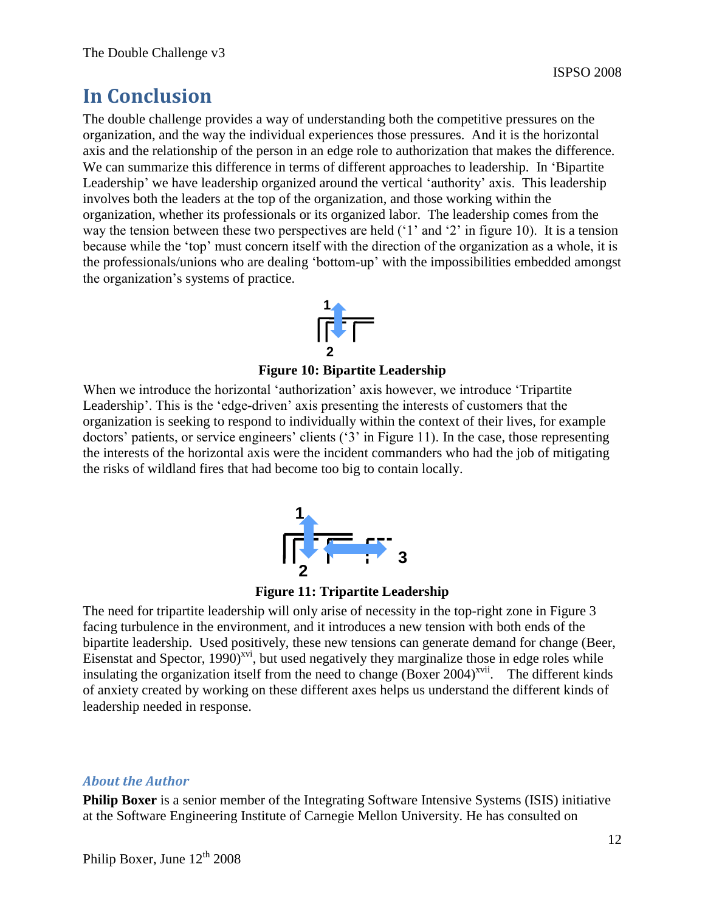# In Conclusion

The double challenge provides a way of understanding both the competitive pressures on the organization, and the way the individual experiences those pressures. And it is the horizontal axis and the relationship of the person in an edge role to authorization that makes the difference. We can summarize this difference in terms of different approaches to leadership. In 'Bipartite Leadership' we have leadership organized around the vertical 'authority' axis. This leadership involves both the leaders at the top of the organization, and those working within the organization, whether its professionals or its organized labor. The leadership comes from the way the tension between these two perspectives are held ('1' and '2' in figure 10). It is a tension because while the 'top' must concern itself with the direction of the organization as a whole, it is the professionals/unions who are dealing 'bottom-up' with the impossibilities embedded amongst the organization's systems of practice.

**Figure 10: Bipartite Leadership**

When we introduce the horizontal 'authorization' axis however, we introduce 'Tripartite Leadership'. This is the 'edge-driven' axis presenting the interests of customers that the organization is seeking to respond to individually within the context of their lives, for example doctors' patients, or service engineers' clients ('3' in Figure 11). In the case, those representing the interests of the horizontal axis were the incident commanders who had the job of mitigating the risks of wildland fires that had become too big to contain locally.

**Figure 11: Tripartite Leadership**

The need for tripartite leadership will only arise of necessity in the top-right zone in Figure 3 facing turbulence in the environment, and it introduces a new tension with both ends of the bipartite leadership. Used positively, these new tensions can generate demand for change (Beer, Eisenstat and Spector, 1990)[xvi], but used negatively they marginalize those in edge roles while insulating the organization itself from the need to change (Boxer 2004)[xvii]. The different kinds of anxiety created by working on these different axes helps us understand the different kinds of leadership needed in response.

### *About the Author*

**Philip Boxer** is a senior member of the Integrating Software Intensive Systems (ISIS) initiative at the Software Engineering Institute of Carnegie Mellon University. He has consulted on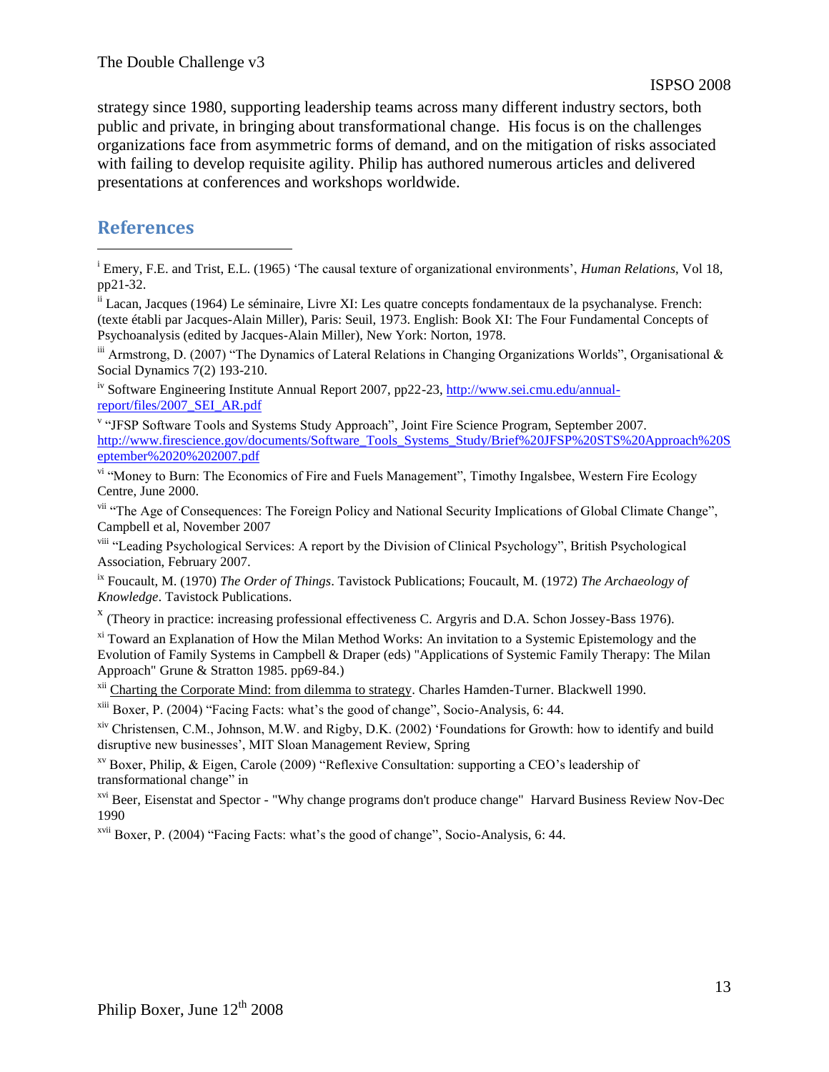strategy since 1980, supporting leadership teams across many different industry sectors, both public and private, in bringing about transformational change. His focus is on the challenges organizations face from asymmetric forms of demand, and on the mitigation of risks associated with failing to develop requisite agility. Philip has authored numerous articles and delivered presentations at conferences and workshops worldwide.

## References

[i] Emery, F.E. and Trist, E.L. (1965) 'The causal texture of organizational environments', *Human Relations*, Vol 18, pp21-32.

[ii] Lacan, Jacques (1964) Le séminaire, Livre XI: Les quatre concepts fondamentaux de la psychanalyse. French: (texte établi par Jacques-Alain Miller), Paris: Seuil, 1973. English: Book XI: The Four Fundamental Concepts of Psychoanalysis (edited by Jacques-Alain Miller), New York: Norton, 1978.

[iii] Armstrong, D. (2007) "The Dynamics of Lateral Relations in Changing Organizations Worlds", Organisational & Social Dynamics 7(2) 193-210.

[iv] Software Engineering Institute Annual Report 2007, pp22-23, http://www.sei.cmu.edu/annual-report/files/2007_SEI_AR.pdf

[v] "JFSP Software Tools and Systems Study Approach", Joint Fire Science Program, September 2007. http://www.firescience.gov/documents/Software_Tools_Systems_Study/Brief%20JFSP%20STS%20Approach%20September%2020%202007.pdf

[vi] "Money to Burn: The Economics of Fire and Fuels Management", Timothy Ingalsbee, Western Fire Ecology Centre, June 2000.

[vii] "The Age of Consequences: The Foreign Policy and National Security Implications of Global Climate Change", Campbell et al, November 2007

[viii] "Leading Psychological Services: A report by the Division of Clinical Psychology", British Psychological Association, February 2007.

[ix] Foucault, M. (1970) *The Order of Things*. Tavistock Publications; Foucault, M. (1972) *The Archaeology of Knowledge*. Tavistock Publications.

[x] (Theory in practice: increasing professional effectiveness C. Argyris and D.A. Schon Jossey-Bass 1976).

[xi] Toward an Explanation of How the Milan Method Works: An invitation to a Systemic Epistemology and the Evolution of Family Systems in Campbell & Draper (eds) "Applications of Systemic Family Therapy: The Milan Approach" Grune & Stratton 1985. pp69-84.)

[xii] Charting the Corporate Mind: from dilemma to strategy. Charles Hamden-Turner. Blackwell 1990.

[xiii] Boxer, P. (2004) "Facing Facts: what's the good of change", Socio-Analysis, 6: 44.

[xiv] Christensen, C.M., Johnson, M.W. and Rigby, D.K. (2002) 'Foundations for Growth: how to identify and build disruptive new businesses', MIT Sloan Management Review, Spring

[xv] Boxer, Philip, & Eigen, Carole (2009) "Reflexive Consultation: supporting a CEO's leadership of transformational change" in

[xvi] Beer, Eisenstat and Spector - "Why change programs don't produce change" Harvard Business Review Nov-Dec 1990

[xvii] Boxer, P. (2004) "Facing Facts: what's the good of change", Socio-Analysis, 6: 44.